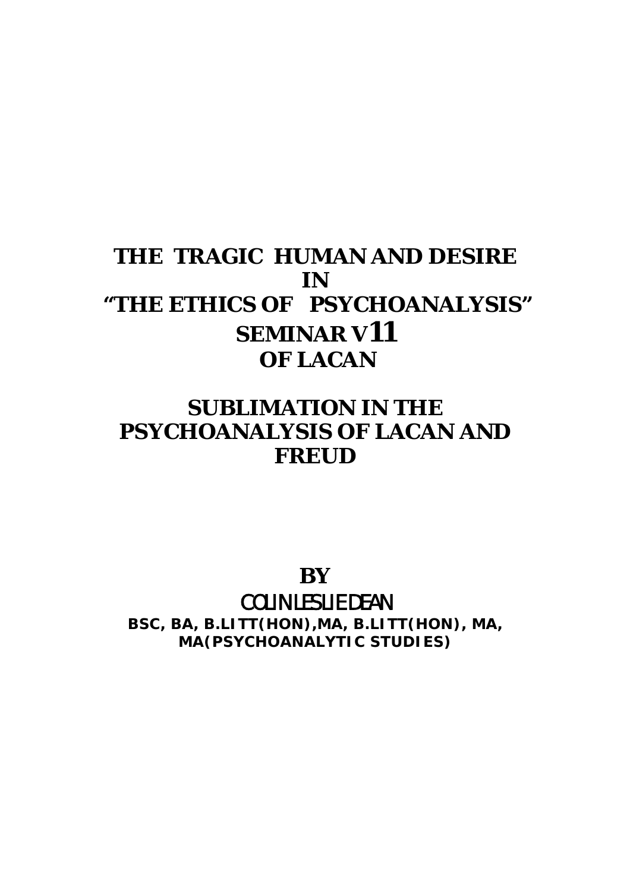# THE TRAGIC HUMAN AND DESIRE IN "THE ETHICS OF PSYCHOANALYSIS" SEMINAR V11 OF LACAN

# SUBLIMATION IN THE PSYCHOANALYSIS OF LACAN AND FREUD

**BY**

COLIN LESLIE DEAN

**BSC, BA, B.LITT(HON),MA, B.LITT(HON), MA, MA(PSYCHOANALYTIC STUDIES)**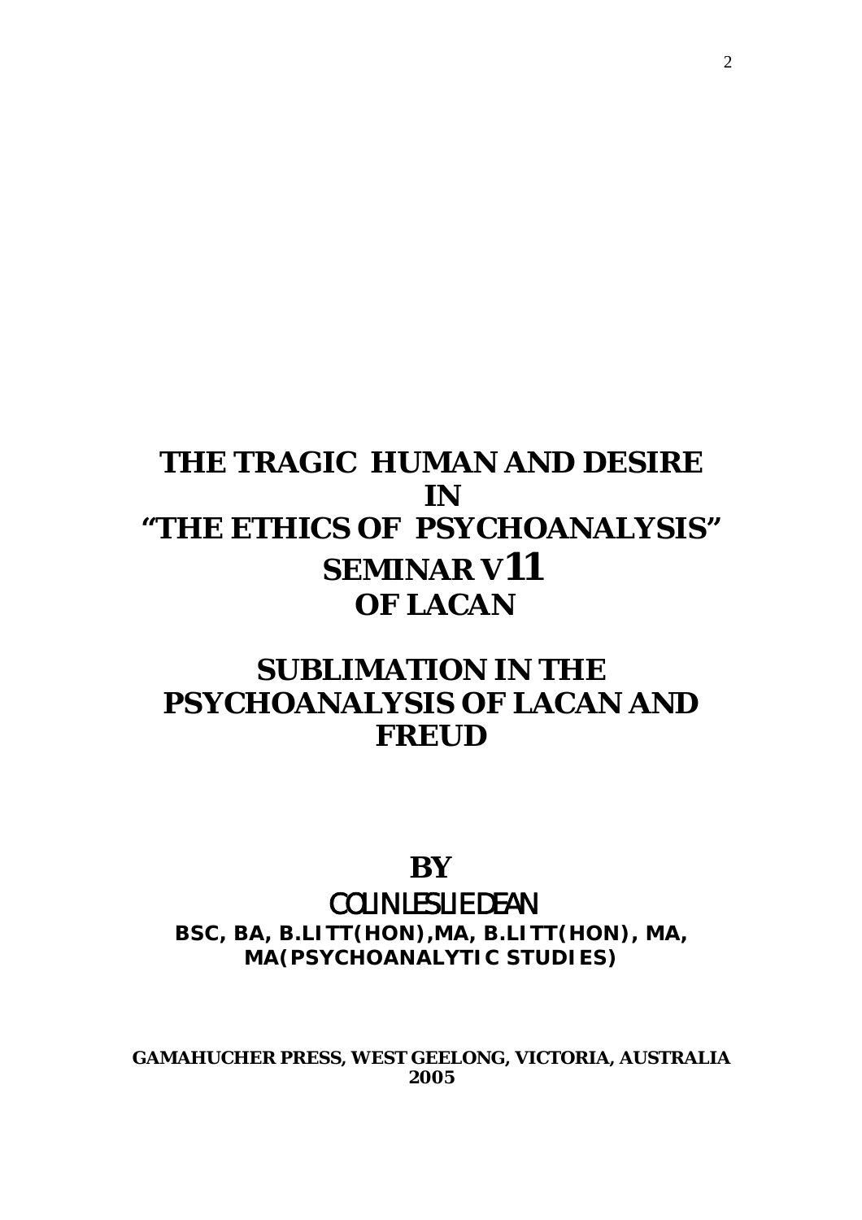# THE TRAGIC HUMAN AND DESIRE IN "THE ETHICS OF PSYCHOANALYSIS" SEMINAR V11 OF LACAN

# SUBLIMATION IN THE PSYCHOANALYSIS OF LACAN AND FREUD

**BY**

COLIN LESLIE DEAN

**BSC, BA, B.LITT(HON),MA, B.LITT(HON), MA, MA(PSYCHOANALYTIC STUDIES)**

**GAMAHUCHER PRESS, WEST GEELONG, VICTORIA, AUSTRALIA 2005**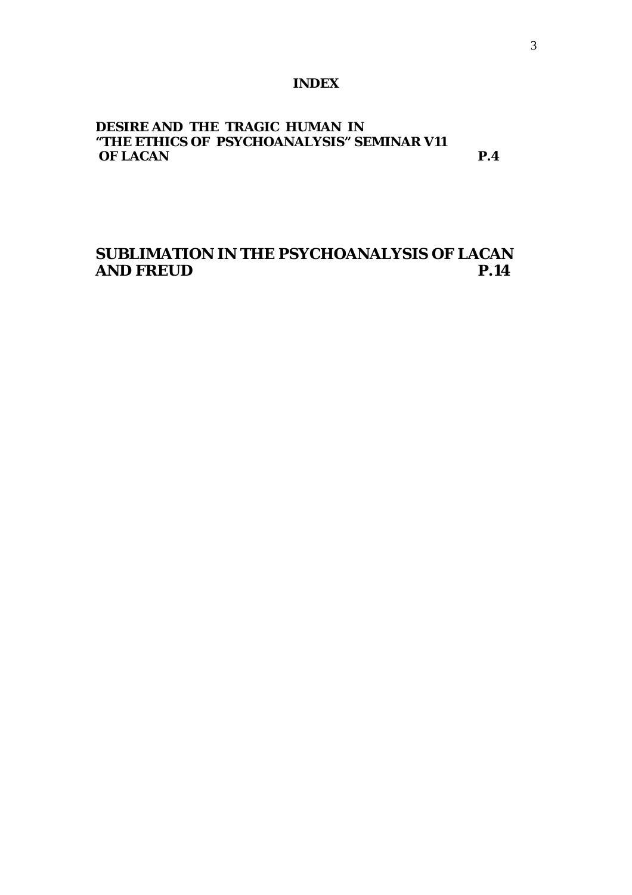# INDEX

**DESIRE AND THE TRAGIC HUMAN IN "THE ETHICS OF PSYCHOANALYSIS" SEMINAR V11 OF LACAN** **P.4**

**SUBLIMATION IN THE PSYCHOANALYSIS OF LACAN AND FREUD** **P.14**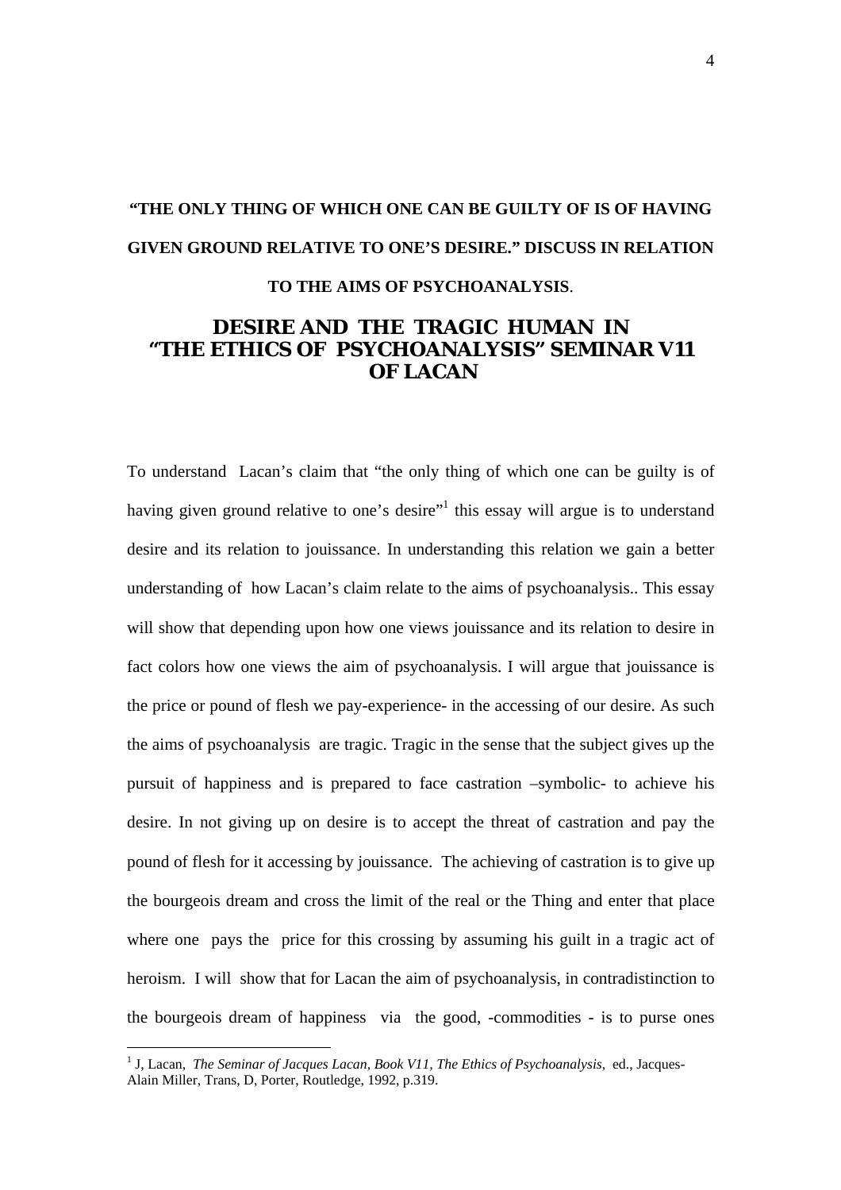**"THE ONLY THING OF WHICH ONE CAN BE GUILTY OF IS OF HAVING GIVEN GROUND RELATIVE TO ONE'S DESIRE." DISCUSS IN RELATION TO THE AIMS OF PSYCHOANALYSIS**.

# DESIRE AND THE TRAGIC HUMAN IN "THE ETHICS OF PSYCHOANALYSIS" SEMINAR V11 OF LACAN

To understand Lacan's claim that "the only thing of which one can be guilty is of having given ground relative to one's desire"[1] this essay will argue is to understand desire and its relation to jouissance. In understanding this relation we gain a better understanding of how Lacan's claim relate to the aims of psychoanalysis.. This essay will show that depending upon how one views jouissance and its relation to desire in fact colors how one views the aim of psychoanalysis. I will argue that jouissance is the price or pound of flesh we pay-experience- in the accessing of our desire. As such the aims of psychoanalysis are tragic. Tragic in the sense that the subject gives up the pursuit of happiness and is prepared to face castration –symbolic- to achieve his desire. In not giving up on desire is to accept the threat of castration and pay the pound of flesh for it accessing by jouissance. The achieving of castration is to give up the bourgeois dream and cross the limit of the real or the Thing and enter that place where one pays the price for this crossing by assuming his guilt in a tragic act of heroism. I will show that for Lacan the aim of psychoanalysis, in contradistinction to the bourgeois dream of happiness via the good, -commodities - is to purse ones

[1] J, Lacan, *The Seminar of Jacques Lacan, Book V11, The Ethics of Psychoanalysis*, ed., Jacques-Alain Miller, Trans, D, Porter, Routledge, 1992, p.319.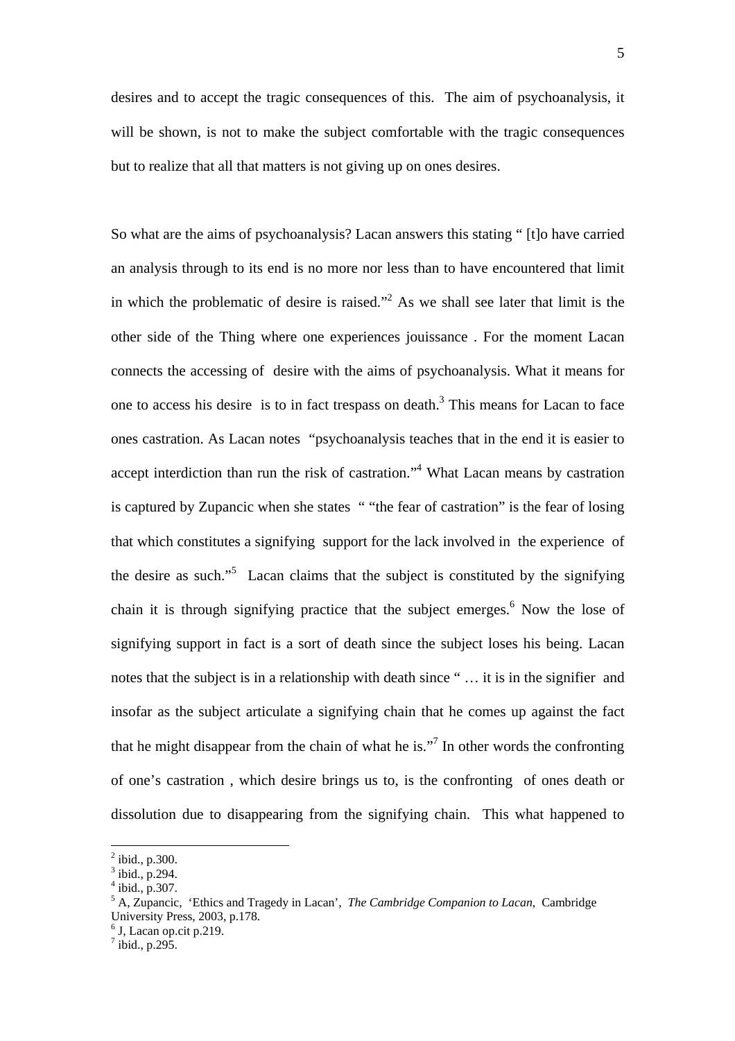desires and to accept the tragic consequences of this. The aim of psychoanalysis, it will be shown, is not to make the subject comfortable with the tragic consequences but to realize that all that matters is not giving up on ones desires.

So what are the aims of psychoanalysis? Lacan answers this stating " [t]o have carried an analysis through to its end is no more nor less than to have encountered that limit in which the problematic of desire is raised."[2] As we shall see later that limit is the other side of the Thing where one experiences jouissance . For the moment Lacan connects the accessing of desire with the aims of psychoanalysis. What it means for one to access his desire is to in fact trespass on death.[3] This means for Lacan to face ones castration. As Lacan notes "psychoanalysis teaches that in the end it is easier to accept interdiction than run the risk of castration."[4] What Lacan means by castration is captured by Zupancic when she states " "the fear of castration" is the fear of losing that which constitutes a signifying support for the lack involved in the experience of the desire as such."[5] Lacan claims that the subject is constituted by the signifying chain it is through signifying practice that the subject emerges.[6] Now the lose of signifying support in fact is a sort of death since the subject loses his being. Lacan notes that the subject is in a relationship with death since " … it is in the signifier and insofar as the subject articulate a signifying chain that he comes up against the fact that he might disappear from the chain of what he is."[7] In other words the confronting of one's castration , which desire brings us to, is the confronting of ones death or dissolution due to disappearing from the signifying chain. This what happened to

---

[2] ibid., p.300.
[3] ibid., p.294.
[4] ibid., p.307.
[5] A, Zupancic, 'Ethics and Tragedy in Lacan', *The Cambridge Companion to Lacan*, Cambridge University Press, 2003, p.178.
[6] J, Lacan op.cit p.219.
[7] ibid., p.295.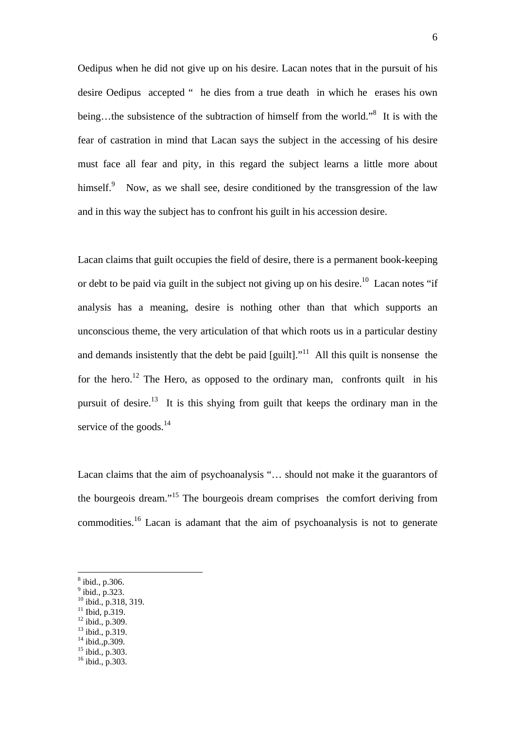Oedipus when he did not give up on his desire. Lacan notes that in the pursuit of his desire Oedipus accepted " he dies from a true death in which he erases his own being…the subsistence of the subtraction of himself from the world."[8] It is with the fear of castration in mind that Lacan says the subject in the accessing of his desire must face all fear and pity, in this regard the subject learns a little more about himself.[9] Now, as we shall see, desire conditioned by the transgression of the law and in this way the subject has to confront his guilt in his accession desire.

Lacan claims that guilt occupies the field of desire, there is a permanent book-keeping or debt to be paid via guilt in the subject not giving up on his desire.[10] Lacan notes "if analysis has a meaning, desire is nothing other than that which supports an unconscious theme, the very articulation of that which roots us in a particular destiny and demands insistently that the debt be paid [guilt]."[11] All this quilt is nonsense the for the hero.[12] The Hero, as opposed to the ordinary man, confronts quilt in his pursuit of desire.[13] It is this shying from guilt that keeps the ordinary man in the service of the goods.[14]

Lacan claims that the aim of psychoanalysis "… should not make it the guarantors of the bourgeois dream."[15] The bourgeois dream comprises the comfort deriving from commodities.[16] Lacan is adamant that the aim of psychoanalysis is not to generate

---

[8] ibid., p.306.
[9] ibid., p.323.
[10] ibid., p.318, 319.
[11] Ibid, p.319.
[12] ibid., p.309.
[13] ibid., p.319.
[14] ibid.,p.309.
[15] ibid., p.303.
[16] ibid., p.303.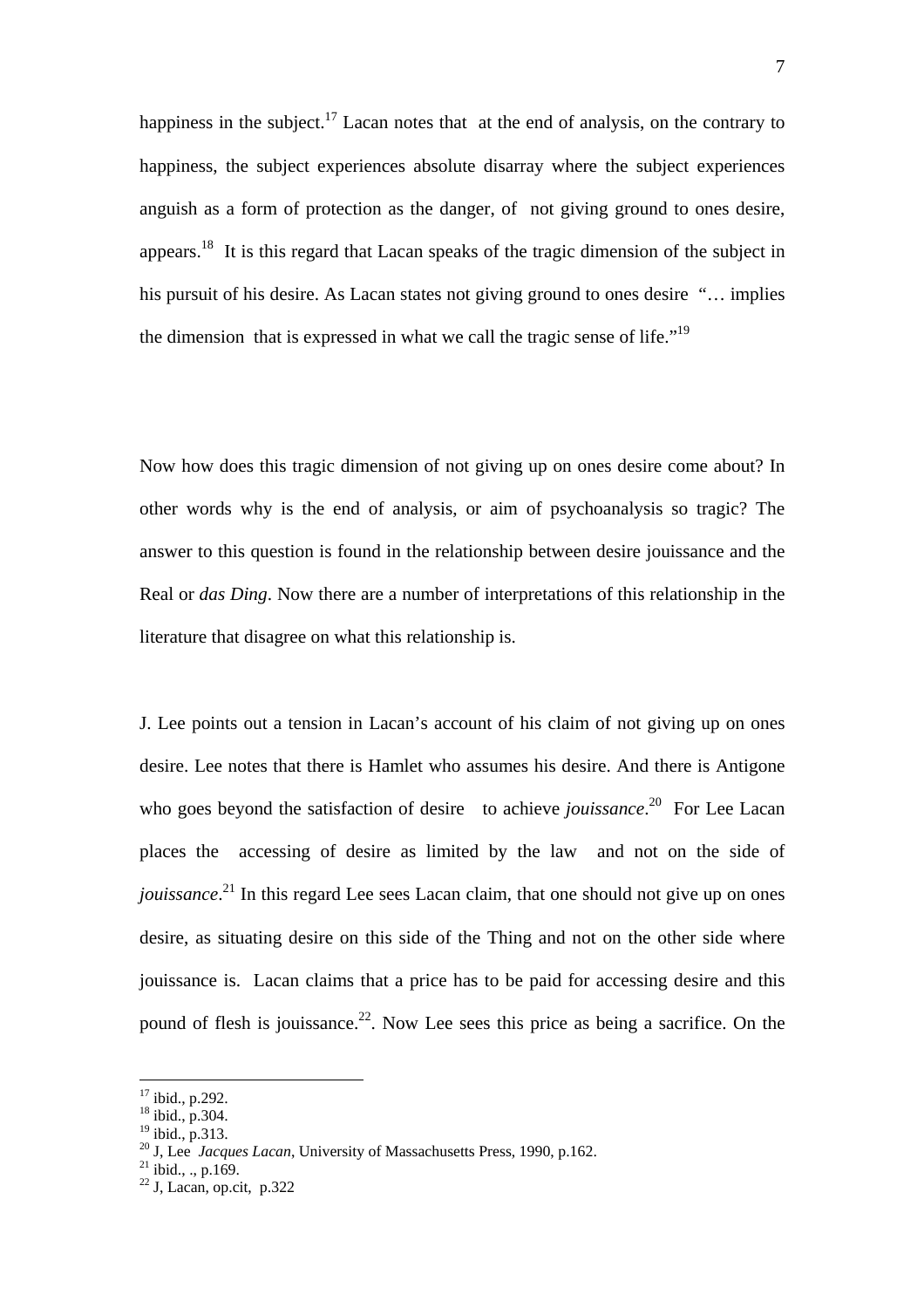happiness in the subject.[17] Lacan notes that at the end of analysis, on the contrary to happiness, the subject experiences absolute disarray where the subject experiences anguish as a form of protection as the danger, of not giving ground to ones desire, appears.[18] It is this regard that Lacan speaks of the tragic dimension of the subject in his pursuit of his desire. As Lacan states not giving ground to ones desire "… implies the dimension that is expressed in what we call the tragic sense of life."[19]

Now how does this tragic dimension of not giving up on ones desire come about? In other words why is the end of analysis, or aim of psychoanalysis so tragic? The answer to this question is found in the relationship between desire jouissance and the Real or *das Ding*. Now there are a number of interpretations of this relationship in the literature that disagree on what this relationship is.

J. Lee points out a tension in Lacan's account of his claim of not giving up on ones desire. Lee notes that there is Hamlet who assumes his desire. And there is Antigone who goes beyond the satisfaction of desire to achieve *jouissance*.[20] For Lee Lacan places the accessing of desire as limited by the law and not on the side of *jouissance*.[21] In this regard Lee sees Lacan claim, that one should not give up on ones desire, as situating desire on this side of the Thing and not on the other side where jouissance is. Lacan claims that a price has to be paid for accessing desire and this pound of flesh is jouissance.[22]. Now Lee sees this price as being a sacrifice. On the

---

[17] ibid., p.292.
[18] ibid., p.304.
[19] ibid., p.313.
[20] J, Lee *Jacques Lacan*, University of Massachusetts Press, 1990, p.162.
[21] ibid., ., p.169.
[22] J, Lacan, op.cit, p.322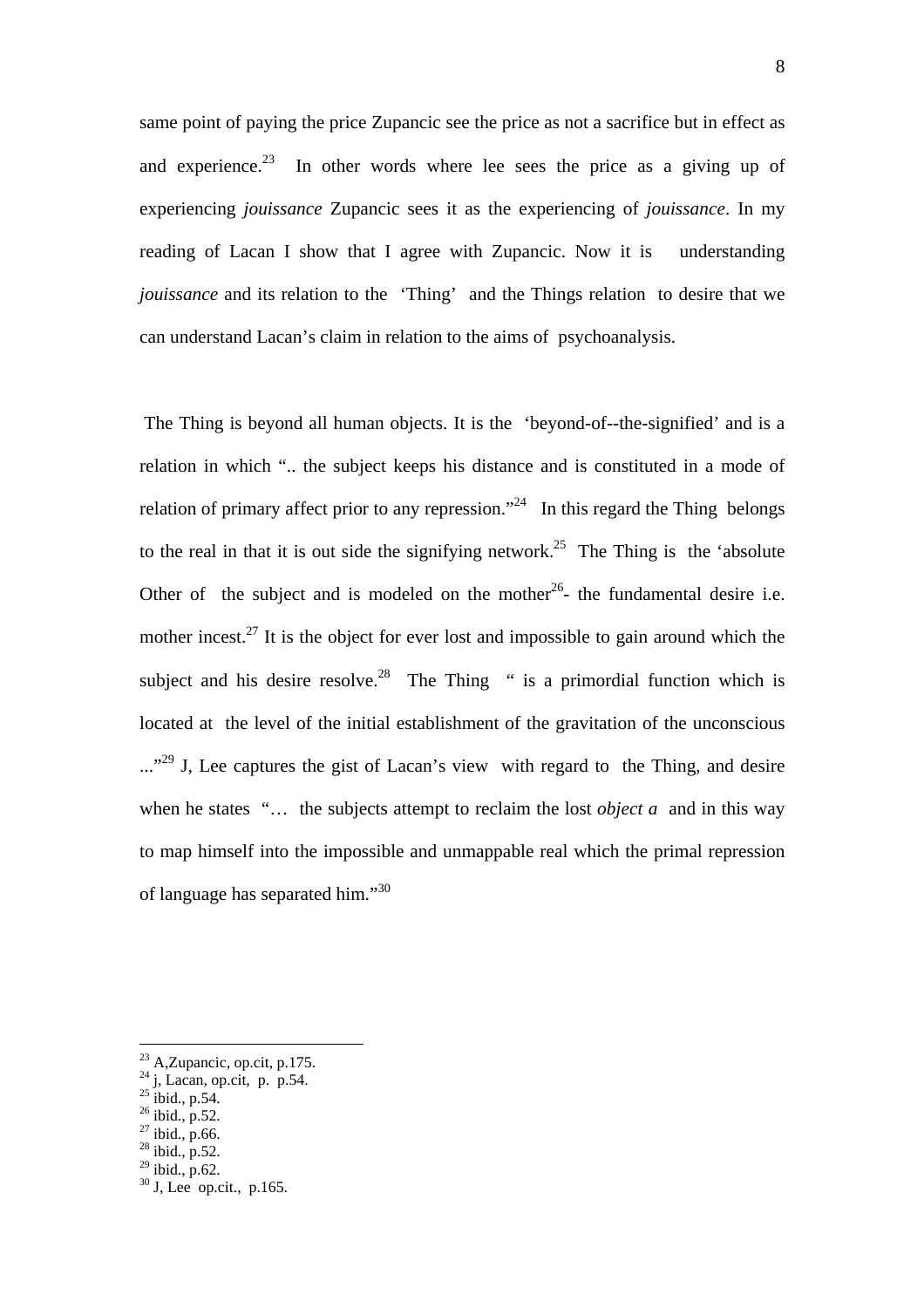same point of paying the price Zupancic see the price as not a sacrifice but in effect as and experience.[23] In other words where lee sees the price as a giving up of experiencing *jouissance* Zupancic sees it as the experiencing of *jouissance*. In my reading of Lacan I show that I agree with Zupancic. Now it is understanding *jouissance* and its relation to the 'Thing' and the Things relation to desire that we can understand Lacan's claim in relation to the aims of psychoanalysis.

The Thing is beyond all human objects. It is the 'beyond-of--the-signified' and is a relation in which ".. the subject keeps his distance and is constituted in a mode of relation of primary affect prior to any repression."[24] In this regard the Thing belongs to the real in that it is out side the signifying network.[25] The Thing is the 'absolute Other of the subject and is modeled on the mother[26]- the fundamental desire i.e. mother incest.[27] It is the object for ever lost and impossible to gain around which the subject and his desire resolve.[28] The Thing " is a primordial function which is located at the level of the initial establishment of the gravitation of the unconscious ..."[29] J, Lee captures the gist of Lacan's view with regard to the Thing, and desire when he states "… the subjects attempt to reclaim the lost *object a* and in this way to map himself into the impossible and unmappable real which the primal repression of language has separated him."[30]

---

[23] A,Zupancic, op.cit, p.175.
[24] j, Lacan, op.cit, p. p.54.
[25] ibid., p.54.
[26] ibid., p.52.
[27] ibid., p.66.
[28] ibid., p.52.
[29] ibid., p.62.
[30] J, Lee op.cit., p.165.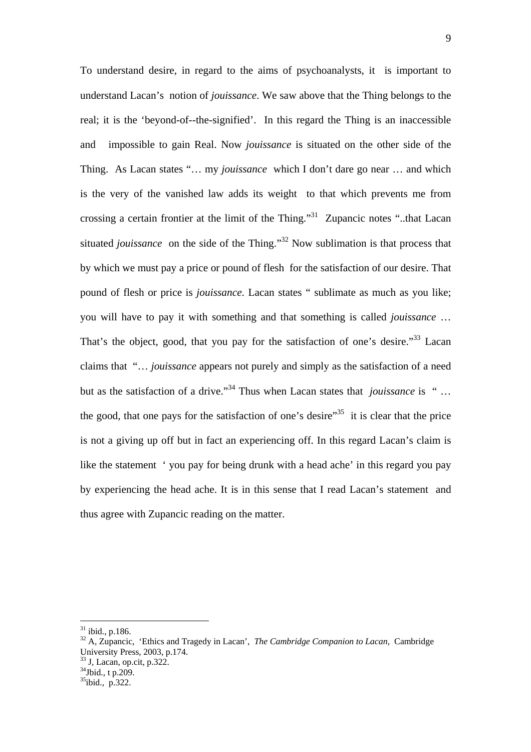To understand desire, in regard to the aims of psychoanalysts, it is important to understand Lacan's notion of *jouissance*. We saw above that the Thing belongs to the real; it is the 'beyond-of--the-signified'. In this regard the Thing is an inaccessible and impossible to gain Real. Now *jouissance* is situated on the other side of the Thing. As Lacan states "… my *jouissance* which I don't dare go near … and which is the very of the vanished law adds its weight to that which prevents me from crossing a certain frontier at the limit of the Thing."[31] Zupancic notes "..that Lacan situated *jouissance* on the side of the Thing."[32] Now sublimation is that process that by which we must pay a price or pound of flesh for the satisfaction of our desire. That pound of flesh or price is *jouissance*. Lacan states " sublimate as much as you like; you will have to pay it with something and that something is called *jouissance* … That's the object, good, that you pay for the satisfaction of one's desire."[33] Lacan claims that "… *jouissance* appears not purely and simply as the satisfaction of a need but as the satisfaction of a drive."[34] Thus when Lacan states that *jouissance* is " … the good, that one pays for the satisfaction of one's desire"[35] it is clear that the price is not a giving up off but in fact an experiencing off. In this regard Lacan's claim is like the statement ' you pay for being drunk with a head ache' in this regard you pay by experiencing the head ache. It is in this sense that I read Lacan's statement and thus agree with Zupancic reading on the matter.

---

[31] ibid., p.186.

[32] A, Zupancic, 'Ethics and Tragedy in Lacan', *The Cambridge Companion to Lacan*, Cambridge University Press, 2003, p.174.

[33] J, Lacan, op.cit, p.322.

[34] Jbid., t p.209.

[35] ibid., p.322.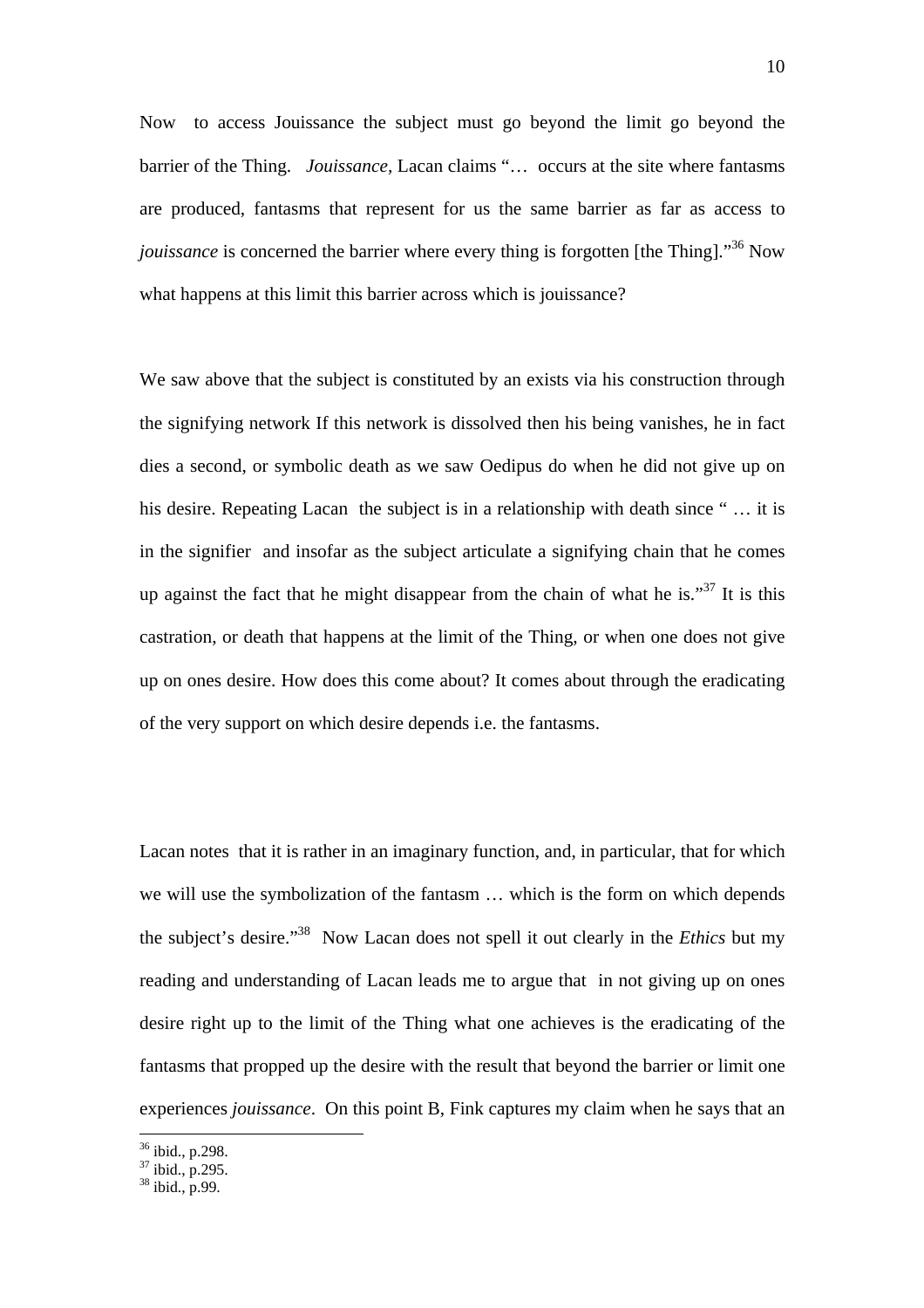Now to access Jouissance the subject must go beyond the limit go beyond the barrier of the Thing. *Jouissance*, Lacan claims "… occurs at the site where fantasms are produced, fantasms that represent for us the same barrier as far as access to *jouissance* is concerned the barrier where every thing is forgotten [the Thing]."[36] Now what happens at this limit this barrier across which is jouissance?

We saw above that the subject is constituted by an exists via his construction through the signifying network If this network is dissolved then his being vanishes, he in fact dies a second, or symbolic death as we saw Oedipus do when he did not give up on his desire. Repeating Lacan the subject is in a relationship with death since " … it is in the signifier and insofar as the subject articulate a signifying chain that he comes up against the fact that he might disappear from the chain of what he is."[37] It is this castration, or death that happens at the limit of the Thing, or when one does not give up on ones desire. How does this come about? It comes about through the eradicating of the very support on which desire depends i.e. the fantasms.

Lacan notes that it is rather in an imaginary function, and, in particular, that for which we will use the symbolization of the fantasm … which is the form on which depends the subject's desire."[38] Now Lacan does not spell it out clearly in the *Ethics* but my reading and understanding of Lacan leads me to argue that in not giving up on ones desire right up to the limit of the Thing what one achieves is the eradicating of the fantasms that propped up the desire with the result that beyond the barrier or limit one experiences *jouissance*. On this point B, Fink captures my claim when he says that an

---

[36] ibid., p.298.
[37] ibid., p.295.
[38] ibid., p.99.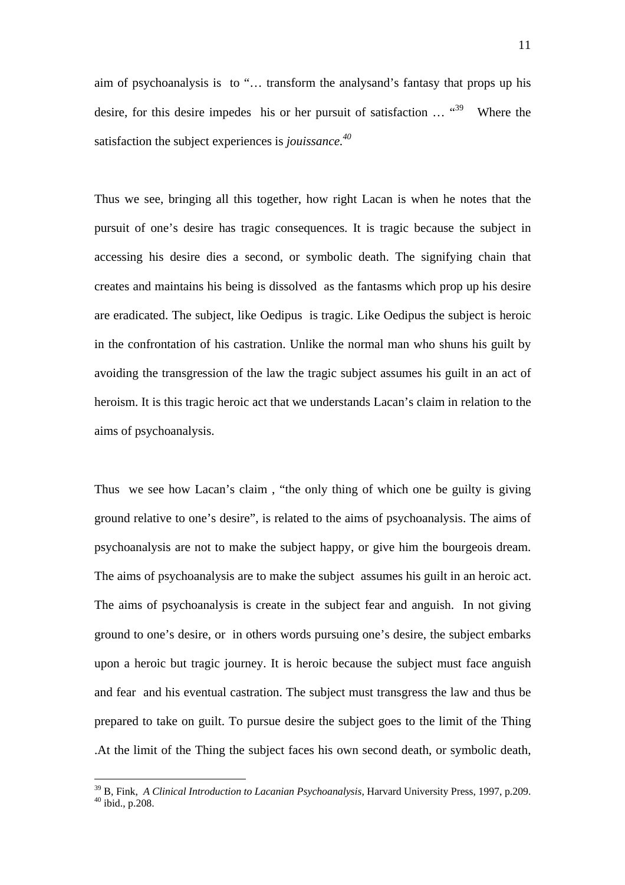aim of psychoanalysis is to "… transform the analysand's fantasy that props up his desire, for this desire impedes his or her pursuit of satisfaction … "[39] Where the satisfaction the subject experiences is *jouissance.*[40]

Thus we see, bringing all this together, how right Lacan is when he notes that the pursuit of one's desire has tragic consequences. It is tragic because the subject in accessing his desire dies a second, or symbolic death. The signifying chain that creates and maintains his being is dissolved as the fantasms which prop up his desire are eradicated. The subject, like Oedipus is tragic. Like Oedipus the subject is heroic in the confrontation of his castration. Unlike the normal man who shuns his guilt by avoiding the transgression of the law the tragic subject assumes his guilt in an act of heroism. It is this tragic heroic act that we understands Lacan's claim in relation to the aims of psychoanalysis.

Thus we see how Lacan's claim , "the only thing of which one be guilty is giving ground relative to one's desire", is related to the aims of psychoanalysis. The aims of psychoanalysis are not to make the subject happy, or give him the bourgeois dream. The aims of psychoanalysis are to make the subject assumes his guilt in an heroic act. The aims of psychoanalysis is create in the subject fear and anguish. In not giving ground to one's desire, or in others words pursuing one's desire, the subject embarks upon a heroic but tragic journey. It is heroic because the subject must face anguish and fear and his eventual castration. The subject must transgress the law and thus be prepared to take on guilt. To pursue desire the subject goes to the limit of the Thing .At the limit of the Thing the subject faces his own second death, or symbolic death,

---

[39] B, Fink, *A Clinical Introduction to Lacanian Psychoanalysis*, Harvard University Press, 1997, p.209.
[40] ibid., p.208.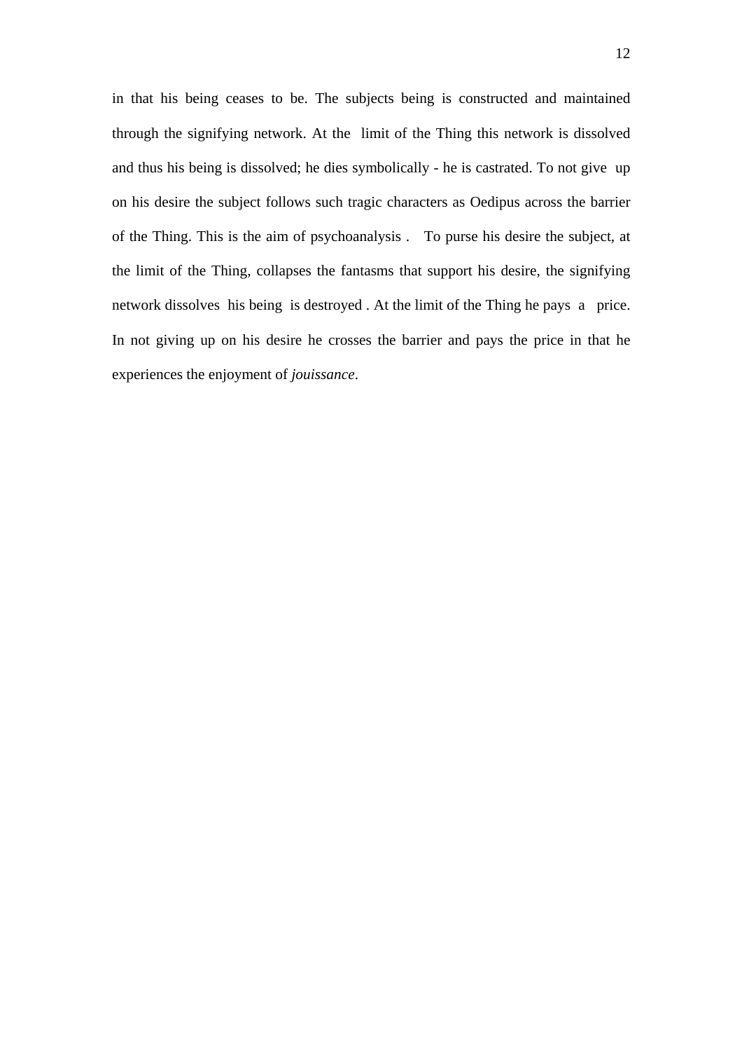in that his being ceases to be. The subjects being is constructed and maintained through the signifying network. At the limit of the Thing this network is dissolved and thus his being is dissolved; he dies symbolically - he is castrated. To not give up on his desire the subject follows such tragic characters as Oedipus across the barrier of the Thing. This is the aim of psychoanalysis . To purse his desire the subject, at the limit of the Thing, collapses the fantasms that support his desire, the signifying network dissolves his being is destroyed . At the limit of the Thing he pays a price. In not giving up on his desire he crosses the barrier and pays the price in that he experiences the enjoyment of *jouissance*.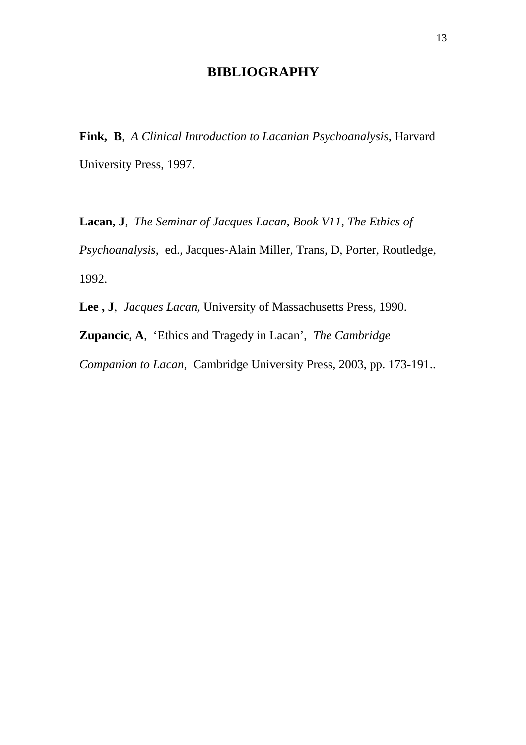# BIBLIOGRAPHY

**Fink, B**, *A Clinical Introduction to Lacanian Psychoanalysis*, Harvard University Press, 1997.

**Lacan, J**, *The Seminar of Jacques Lacan, Book V11, The Ethics of Psychoanalysis*, ed., Jacques-Alain Miller, Trans, D, Porter, Routledge, 1992.

**Lee , J**, *Jacques Lacan*, University of Massachusetts Press, 1990.

**Zupancic, A**, 'Ethics and Tragedy in Lacan', *The Cambridge Companion to Lacan*, Cambridge University Press, 2003, pp. 173-191..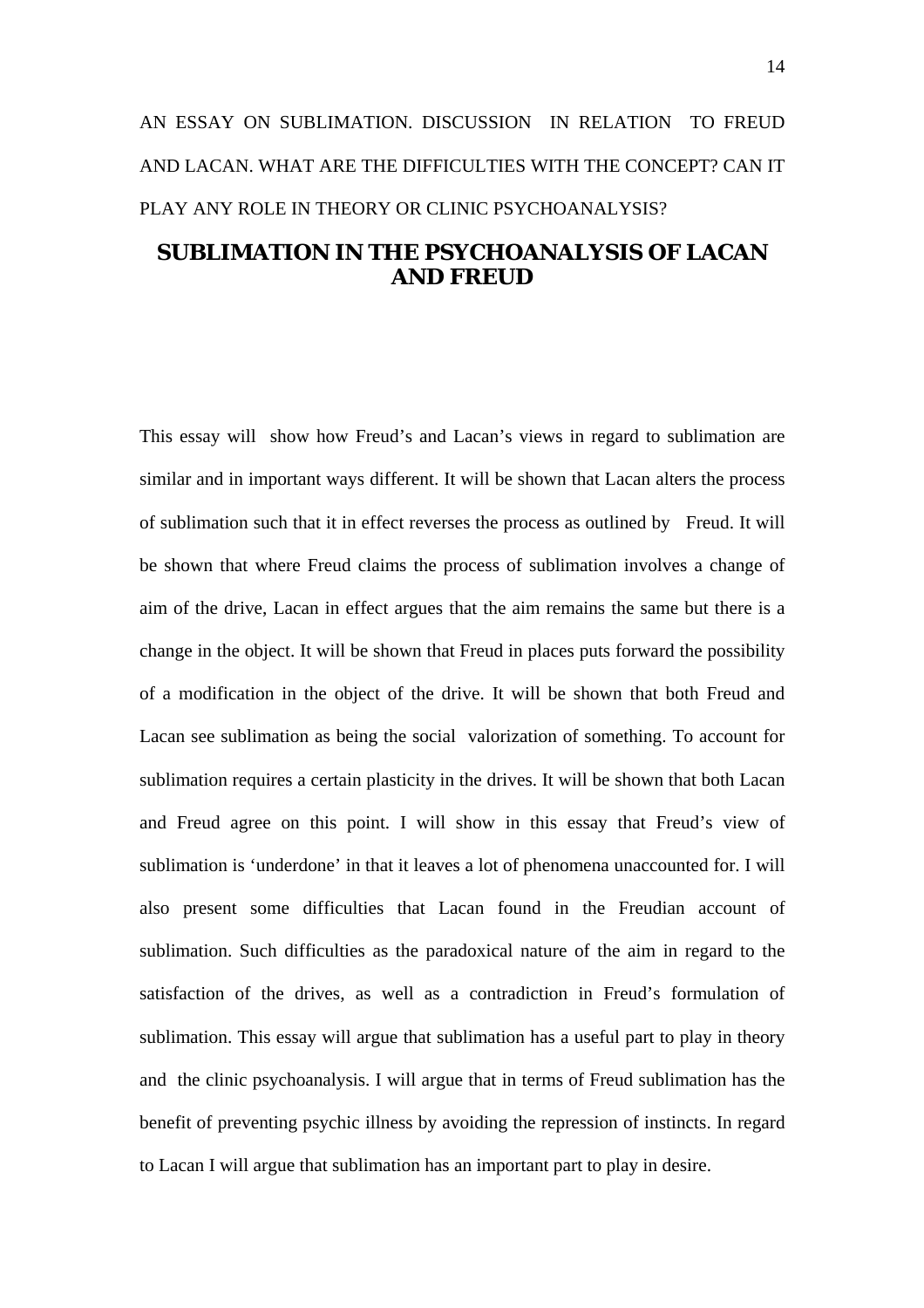AN ESSAY ON SUBLIMATION. DISCUSSION IN RELATION TO FREUD AND LACAN. WHAT ARE THE DIFFICULTIES WITH THE CONCEPT? CAN IT PLAY ANY ROLE IN THEORY OR CLINIC PSYCHOANALYSIS?

# SUBLIMATION IN THE PSYCHOANALYSIS OF LACAN AND FREUD

This essay will show how Freud's and Lacan's views in regard to sublimation are similar and in important ways different. It will be shown that Lacan alters the process of sublimation such that it in effect reverses the process as outlined by Freud. It will be shown that where Freud claims the process of sublimation involves a change of aim of the drive, Lacan in effect argues that the aim remains the same but there is a change in the object. It will be shown that Freud in places puts forward the possibility of a modification in the object of the drive. It will be shown that both Freud and Lacan see sublimation as being the social valorization of something. To account for sublimation requires a certain plasticity in the drives. It will be shown that both Lacan and Freud agree on this point. I will show in this essay that Freud's view of sublimation is 'underdone' in that it leaves a lot of phenomena unaccounted for. I will also present some difficulties that Lacan found in the Freudian account of sublimation. Such difficulties as the paradoxical nature of the aim in regard to the satisfaction of the drives, as well as a contradiction in Freud's formulation of sublimation. This essay will argue that sublimation has a useful part to play in theory and the clinic psychoanalysis. I will argue that in terms of Freud sublimation has the benefit of preventing psychic illness by avoiding the repression of instincts. In regard to Lacan I will argue that sublimation has an important part to play in desire.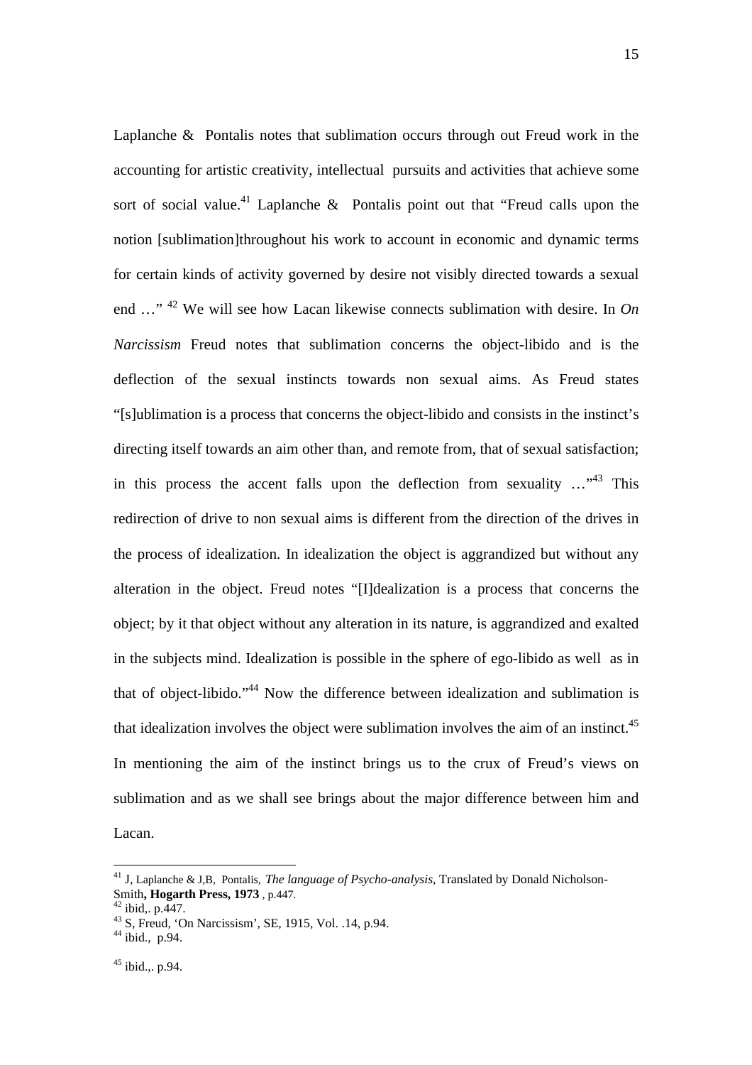Laplanche & Pontalis notes that sublimation occurs through out Freud work in the accounting for artistic creativity, intellectual pursuits and activities that achieve some sort of social value.[41] Laplanche & Pontalis point out that "Freud calls upon the notion [sublimation]throughout his work to account in economic and dynamic terms for certain kinds of activity governed by desire not visibly directed towards a sexual end …" [42] We will see how Lacan likewise connects sublimation with desire. In *On Narcissism* Freud notes that sublimation concerns the object-libido and is the deflection of the sexual instincts towards non sexual aims. As Freud states "[s]ublimation is a process that concerns the object-libido and consists in the instinct's directing itself towards an aim other than, and remote from, that of sexual satisfaction; in this process the accent falls upon the deflection from sexuality …"[43] This redirection of drive to non sexual aims is different from the direction of the drives in the process of idealization. In idealization the object is aggrandized but without any alteration in the object. Freud notes "[I]dealization is a process that concerns the object; by it that object without any alteration in its nature, is aggrandized and exalted in the subjects mind. Idealization is possible in the sphere of ego-libido as well as in that of object-libido."[44] Now the difference between idealization and sublimation is that idealization involves the object were sublimation involves the aim of an instinct.[45] In mentioning the aim of the instinct brings us to the crux of Freud's views on sublimation and as we shall see brings about the major difference between him and Lacan.

---

[41] J, Laplanche & J,B, Pontalis, *The language of Psycho-analysis*, Translated by Donald Nicholson-Smith**, Hogarth Press, 1973** , p.447.

[42] ibid,. p.447.

[43] S, Freud, 'On Narcissism', SE, 1915, Vol. .14, p.94.

[44] ibid., p.94.

[45] ibid.,. p.94.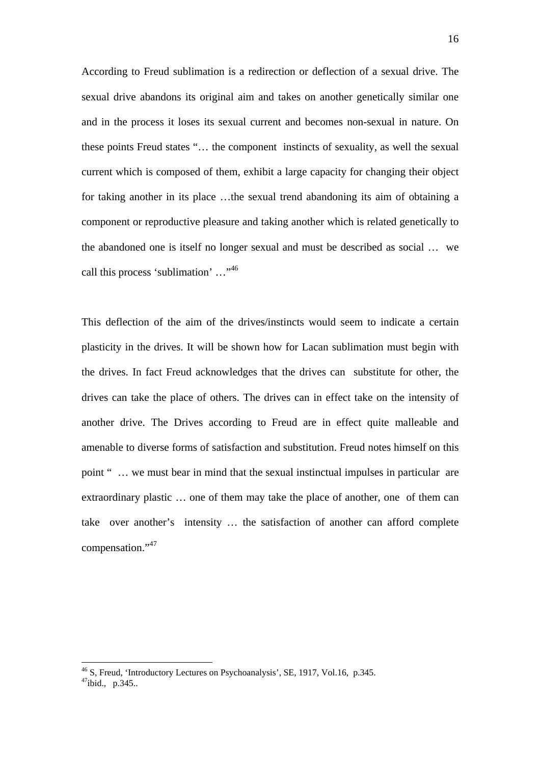According to Freud sublimation is a redirection or deflection of a sexual drive. The sexual drive abandons its original aim and takes on another genetically similar one and in the process it loses its sexual current and becomes non-sexual in nature. On these points Freud states "… the component instincts of sexuality, as well the sexual current which is composed of them, exhibit a large capacity for changing their object for taking another in its place …the sexual trend abandoning its aim of obtaining a component or reproductive pleasure and taking another which is related genetically to the abandoned one is itself no longer sexual and must be described as social … we call this process 'sublimation' …"[46]

This deflection of the aim of the drives/instincts would seem to indicate a certain plasticity in the drives. It will be shown how for Lacan sublimation must begin with the drives. In fact Freud acknowledges that the drives can substitute for other, the drives can take the place of others. The drives can in effect take on the intensity of another drive. The Drives according to Freud are in effect quite malleable and amenable to diverse forms of satisfaction and substitution. Freud notes himself on this point " … we must bear in mind that the sexual instinctual impulses in particular are extraordinary plastic … one of them may take the place of another, one of them can take over another's intensity … the satisfaction of another can afford complete compensation."[47]

---

[46] S, Freud, 'Introductory Lectures on Psychoanalysis', SE, 1917, Vol.16, p.345.
[47] ibid., p.345..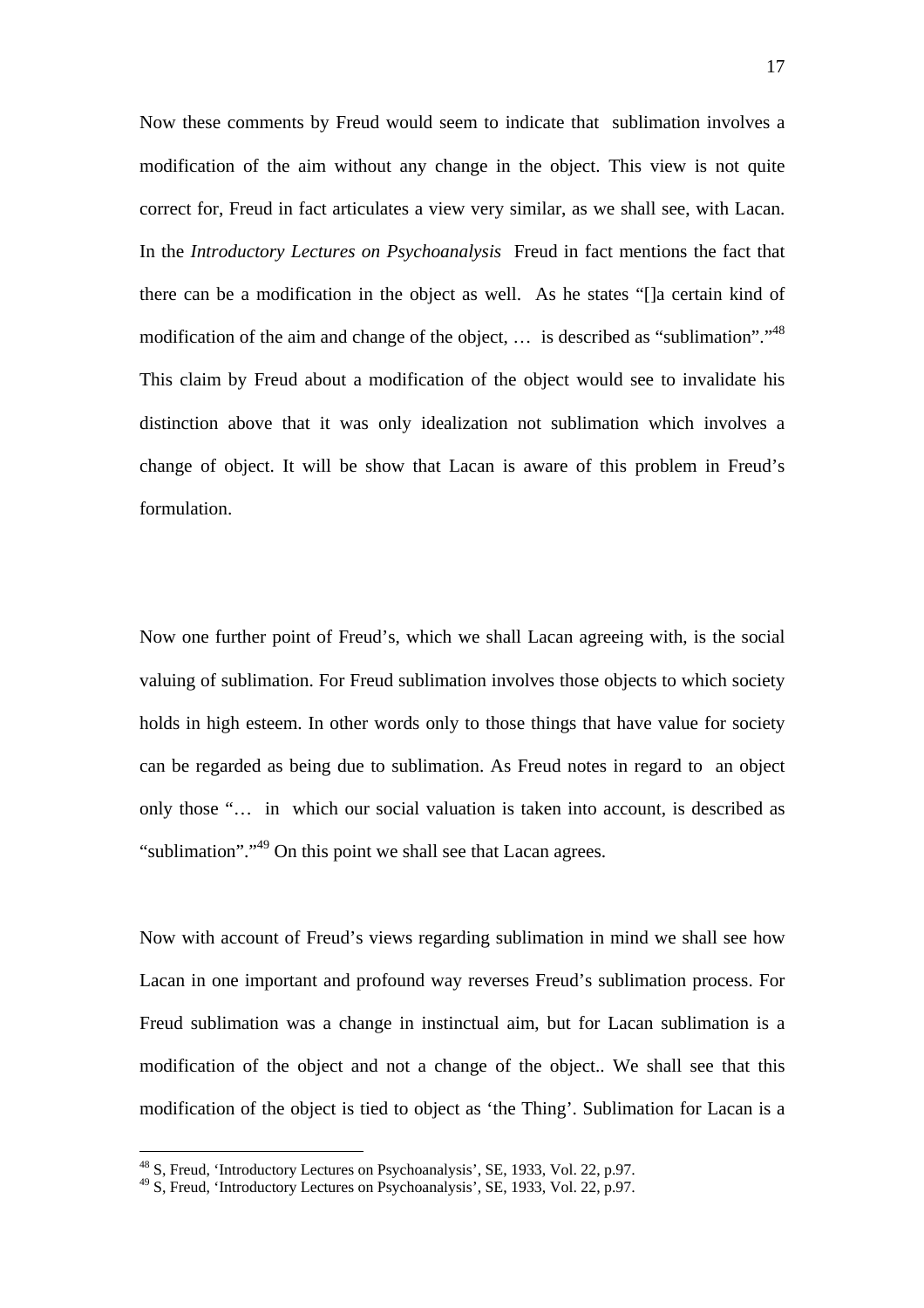Now these comments by Freud would seem to indicate that sublimation involves a modification of the aim without any change in the object. This view is not quite correct for, Freud in fact articulates a view very similar, as we shall see, with Lacan. In the *Introductory Lectures on Psychoanalysis* Freud in fact mentions the fact that there can be a modification in the object as well. As he states "[]a certain kind of modification of the aim and change of the object, … is described as "sublimation"."[48] This claim by Freud about a modification of the object would see to invalidate his distinction above that it was only idealization not sublimation which involves a change of object. It will be show that Lacan is aware of this problem in Freud's formulation.

Now one further point of Freud's, which we shall Lacan agreeing with, is the social valuing of sublimation. For Freud sublimation involves those objects to which society holds in high esteem. In other words only to those things that have value for society can be regarded as being due to sublimation. As Freud notes in regard to an object only those "… in which our social valuation is taken into account, is described as "sublimation"."[49] On this point we shall see that Lacan agrees.

Now with account of Freud's views regarding sublimation in mind we shall see how Lacan in one important and profound way reverses Freud's sublimation process. For Freud sublimation was a change in instinctual aim, but for Lacan sublimation is a modification of the object and not a change of the object.. We shall see that this modification of the object is tied to object as 'the Thing'. Sublimation for Lacan is a

[48] S, Freud, 'Introductory Lectures on Psychoanalysis', SE, 1933, Vol. 22, p.97.
[49] S, Freud, 'Introductory Lectures on Psychoanalysis', SE, 1933, Vol. 22, p.97.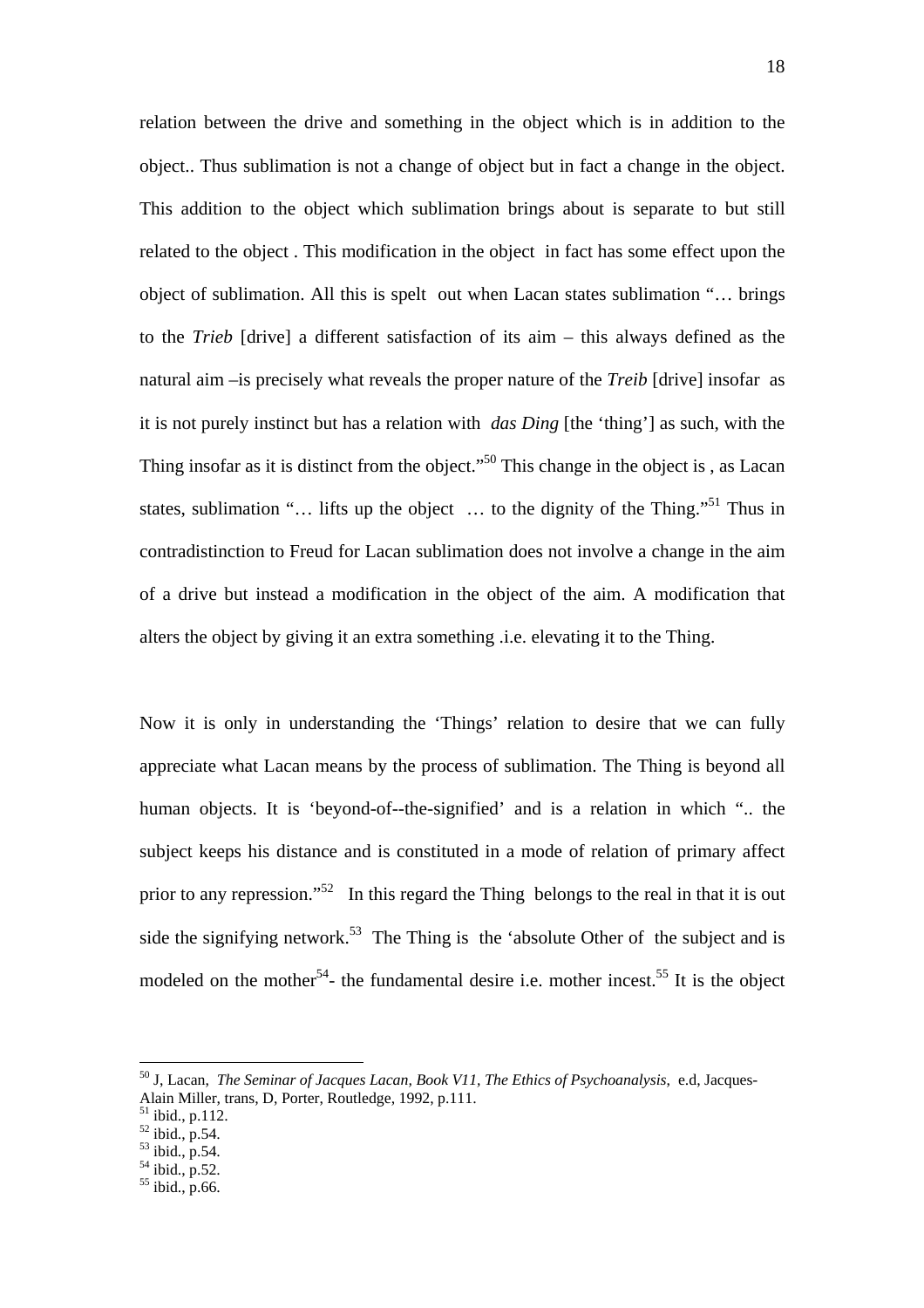relation between the drive and something in the object which is in addition to the object.. Thus sublimation is not a change of object but in fact a change in the object. This addition to the object which sublimation brings about is separate to but still related to the object . This modification in the object in fact has some effect upon the object of sublimation. All this is spelt out when Lacan states sublimation "… brings to the *Trieb* [drive] a different satisfaction of its aim – this always defined as the natural aim –is precisely what reveals the proper nature of the *Treib* [drive] insofar as it is not purely instinct but has a relation with *das Ding* [the 'thing'] as such, with the Thing insofar as it is distinct from the object."[50] This change in the object is , as Lacan states, sublimation "… lifts up the object … to the dignity of the Thing."[51] Thus in contradistinction to Freud for Lacan sublimation does not involve a change in the aim of a drive but instead a modification in the object of the aim. A modification that alters the object by giving it an extra something .i.e. elevating it to the Thing.

Now it is only in understanding the 'Things' relation to desire that we can fully appreciate what Lacan means by the process of sublimation. The Thing is beyond all human objects. It is 'beyond-of--the-signified' and is a relation in which ".. the subject keeps his distance and is constituted in a mode of relation of primary affect prior to any repression."[52] In this regard the Thing belongs to the real in that it is out side the signifying network.[53] The Thing is the 'absolute Other of the subject and is modeled on the mother[54]- the fundamental desire i.e. mother incest.[55] It is the object

---

[50] J, Lacan, *The Seminar of Jacques Lacan, Book V11, The Ethics of Psychoanalysis*, e.d, Jacques-Alain Miller, trans, D, Porter, Routledge, 1992, p.111.

[51] ibid., p.112.

[52] ibid., p.54.

[53] ibid., p.54.

[54] ibid., p.52.

[55] ibid., p.66.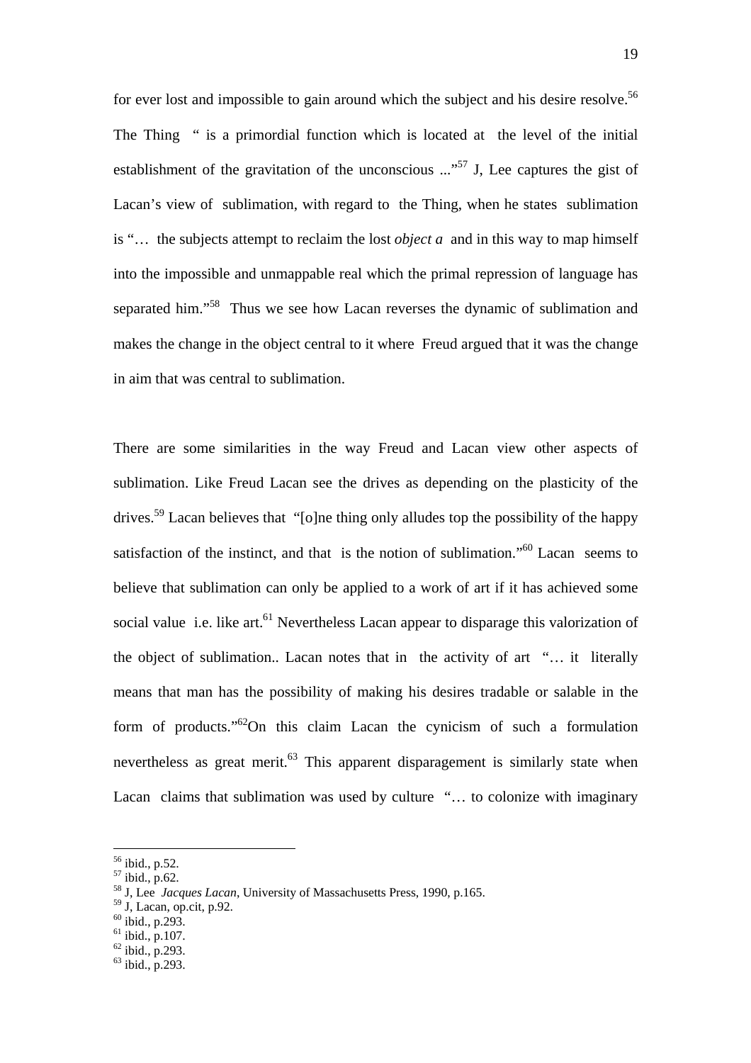for ever lost and impossible to gain around which the subject and his desire resolve.[56] The Thing " is a primordial function which is located at the level of the initial establishment of the gravitation of the unconscious ..."[57] J, Lee captures the gist of Lacan's view of sublimation, with regard to the Thing, when he states sublimation is "… the subjects attempt to reclaim the lost *object a* and in this way to map himself into the impossible and unmappable real which the primal repression of language has separated him."[58] Thus we see how Lacan reverses the dynamic of sublimation and makes the change in the object central to it where Freud argued that it was the change in aim that was central to sublimation.

There are some similarities in the way Freud and Lacan view other aspects of sublimation. Like Freud Lacan see the drives as depending on the plasticity of the drives.[59] Lacan believes that "[o]ne thing only alludes top the possibility of the happy satisfaction of the instinct, and that is the notion of sublimation."[60] Lacan seems to believe that sublimation can only be applied to a work of art if it has achieved some social value i.e. like art.[61] Nevertheless Lacan appear to disparage this valorization of the object of sublimation.. Lacan notes that in the activity of art "… it literally means that man has the possibility of making his desires tradable or salable in the form of products."[62]On this claim Lacan the cynicism of such a formulation nevertheless as great merit.[63] This apparent disparagement is similarly state when Lacan claims that sublimation was used by culture "… to colonize with imaginary

---

[56] ibid., p.52.
[57] ibid., p.62.
[58] J, Lee *Jacques Lacan*, University of Massachusetts Press, 1990, p.165.
[59] J, Lacan, op.cit, p.92.
[60] ibid., p.293.
[61] ibid., p.107.
[62] ibid., p.293.
[63] ibid., p.293.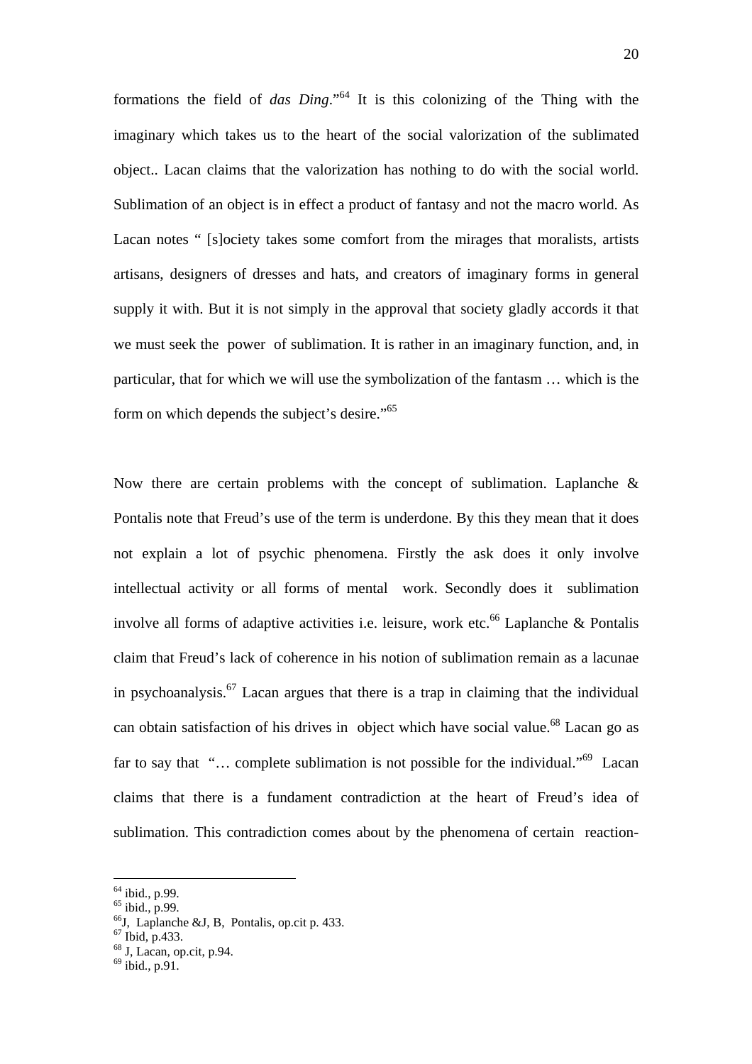formations the field of *das Ding*."[64] It is this colonizing of the Thing with the imaginary which takes us to the heart of the social valorization of the sublimated object.. Lacan claims that the valorization has nothing to do with the social world. Sublimation of an object is in effect a product of fantasy and not the macro world. As Lacan notes " [s]ociety takes some comfort from the mirages that moralists, artists artisans, designers of dresses and hats, and creators of imaginary forms in general supply it with. But it is not simply in the approval that society gladly accords it that we must seek the power of sublimation. It is rather in an imaginary function, and, in particular, that for which we will use the symbolization of the fantasm … which is the form on which depends the subject's desire."[65]

Now there are certain problems with the concept of sublimation. Laplanche & Pontalis note that Freud's use of the term is underdone. By this they mean that it does not explain a lot of psychic phenomena. Firstly the ask does it only involve intellectual activity or all forms of mental work. Secondly does it sublimation involve all forms of adaptive activities i.e. leisure, work etc.[66] Laplanche & Pontalis claim that Freud's lack of coherence in his notion of sublimation remain as a lacunae in psychoanalysis.[67] Lacan argues that there is a trap in claiming that the individual can obtain satisfaction of his drives in object which have social value.[68] Lacan go as far to say that "… complete sublimation is not possible for the individual."[69] Lacan claims that there is a fundament contradiction at the heart of Freud's idea of sublimation. This contradiction comes about by the phenomena of certain reaction-

---

[64] ibid., p.99.
[65] ibid., p.99.
[66] J, Laplanche &J, B, Pontalis, op.cit p. 433.
[67] Ibid, p.433.
[68] J, Lacan, op.cit, p.94.
[69] ibid., p.91.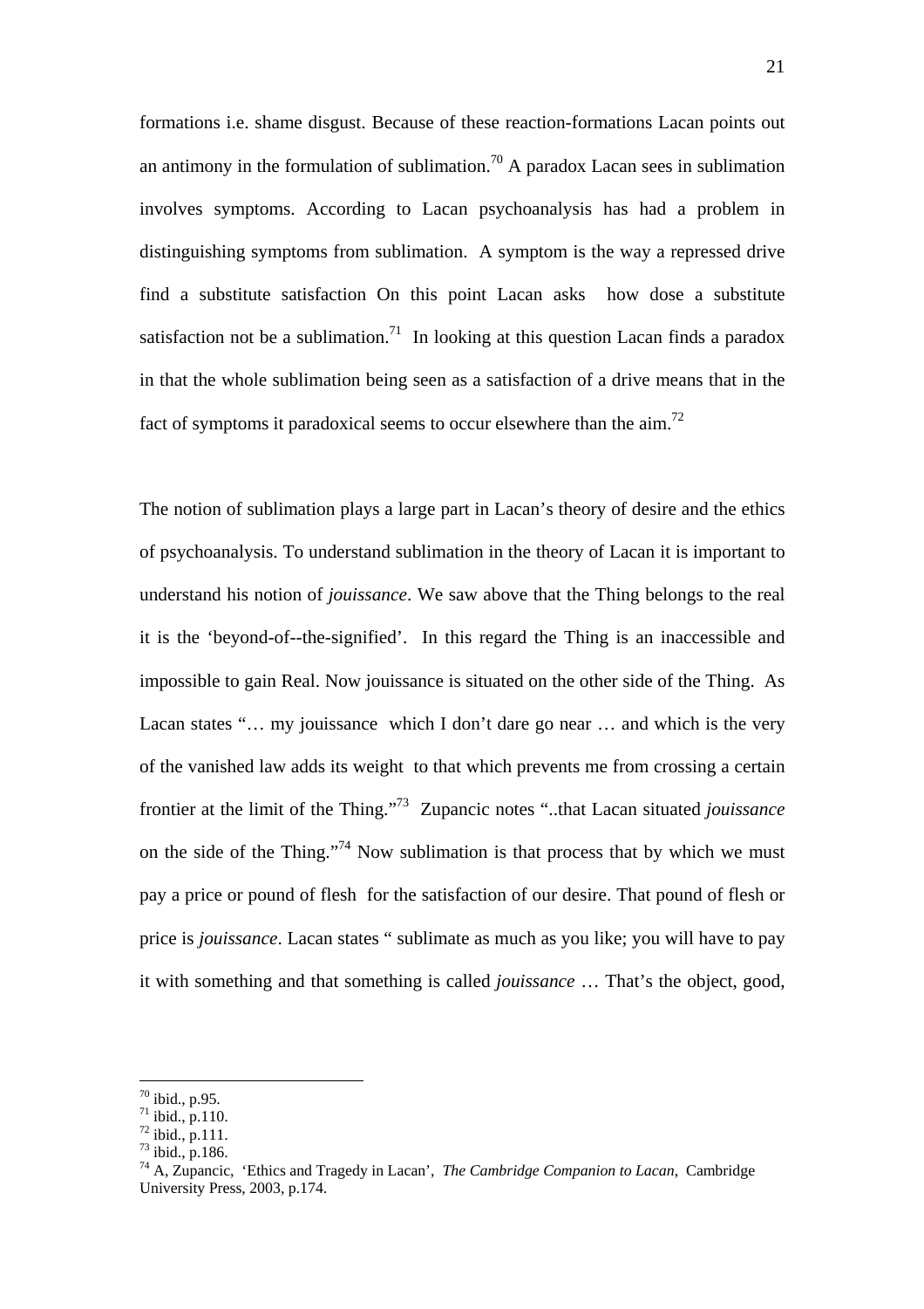formations i.e. shame disgust. Because of these reaction-formations Lacan points out an antimony in the formulation of sublimation.[70] A paradox Lacan sees in sublimation involves symptoms. According to Lacan psychoanalysis has had a problem in distinguishing symptoms from sublimation. A symptom is the way a repressed drive find a substitute satisfaction On this point Lacan asks how dose a substitute satisfaction not be a sublimation.[71] In looking at this question Lacan finds a paradox in that the whole sublimation being seen as a satisfaction of a drive means that in the fact of symptoms it paradoxical seems to occur elsewhere than the aim.[72]

The notion of sublimation plays a large part in Lacan's theory of desire and the ethics of psychoanalysis. To understand sublimation in the theory of Lacan it is important to understand his notion of *jouissance*. We saw above that the Thing belongs to the real it is the 'beyond-of--the-signified'. In this regard the Thing is an inaccessible and impossible to gain Real. Now jouissance is situated on the other side of the Thing. As Lacan states "… my jouissance which I don't dare go near … and which is the very of the vanished law adds its weight to that which prevents me from crossing a certain frontier at the limit of the Thing."[73] Zupancic notes "..that Lacan situated *jouissance* on the side of the Thing."[74] Now sublimation is that process that by which we must pay a price or pound of flesh for the satisfaction of our desire. That pound of flesh or price is *jouissance*. Lacan states " sublimate as much as you like; you will have to pay it with something and that something is called *jouissance* … That's the object, good,

---

[70] ibid., p.95.

[71] ibid., p.110.

[72] ibid., p.111.

[73] ibid., p.186.

[74] A, Zupancic, 'Ethics and Tragedy in Lacan', *The Cambridge Companion to Lacan*, Cambridge University Press, 2003, p.174.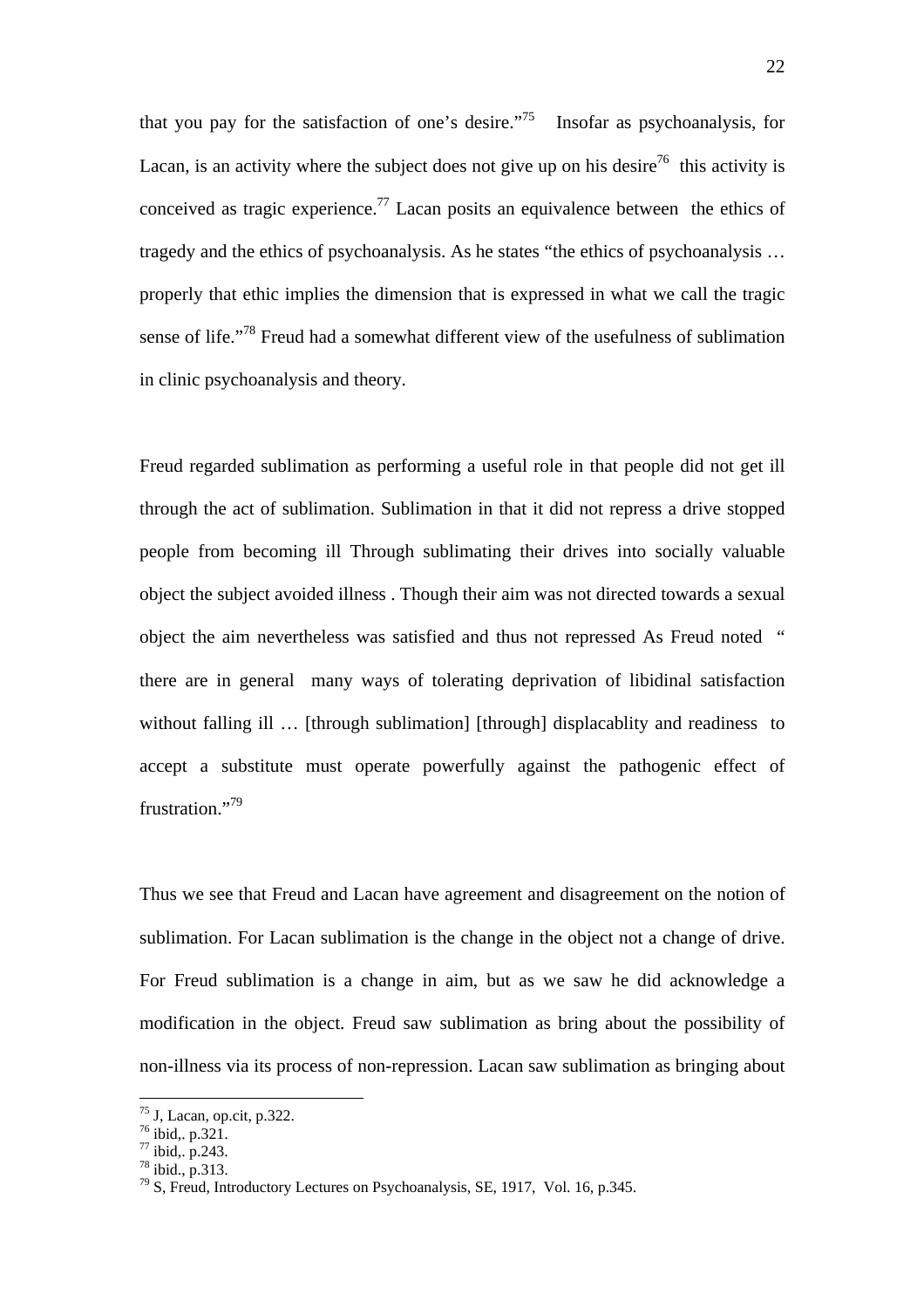that you pay for the satisfaction of one's desire."[75] Insofar as psychoanalysis, for Lacan, is an activity where the subject does not give up on his desire[76] this activity is conceived as tragic experience.[77] Lacan posits an equivalence between the ethics of tragedy and the ethics of psychoanalysis. As he states "the ethics of psychoanalysis … properly that ethic implies the dimension that is expressed in what we call the tragic sense of life."[78] Freud had a somewhat different view of the usefulness of sublimation in clinic psychoanalysis and theory.

Freud regarded sublimation as performing a useful role in that people did not get ill through the act of sublimation. Sublimation in that it did not repress a drive stopped people from becoming ill Through sublimating their drives into socially valuable object the subject avoided illness . Though their aim was not directed towards a sexual object the aim nevertheless was satisfied and thus not repressed As Freud noted " there are in general many ways of tolerating deprivation of libidinal satisfaction without falling ill … [through sublimation] [through] displacablity and readiness to accept a substitute must operate powerfully against the pathogenic effect of frustration."[79]

Thus we see that Freud and Lacan have agreement and disagreement on the notion of sublimation. For Lacan sublimation is the change in the object not a change of drive. For Freud sublimation is a change in aim, but as we saw he did acknowledge a modification in the object. Freud saw sublimation as bring about the possibility of non-illness via its process of non-repression. Lacan saw sublimation as bringing about

---

[75] J, Lacan, op.cit, p.322.
[76] ibid,. p.321.
[77] ibid,. p.243.
[78] ibid., p.313.
[79] S, Freud, Introductory Lectures on Psychoanalysis, SE, 1917, Vol. 16, p.345.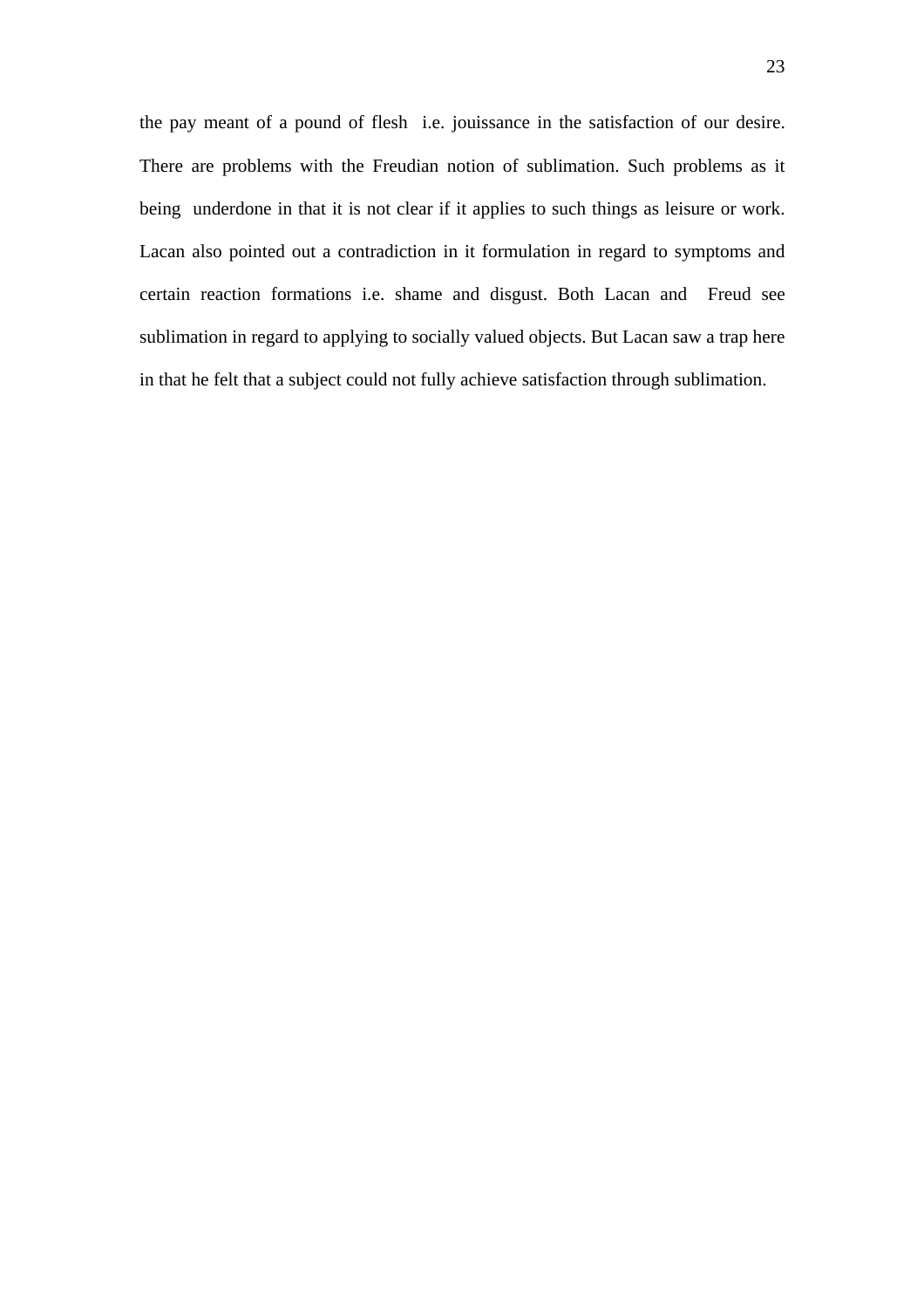the pay meant of a pound of flesh  i.e. jouissance in the satisfaction of our desire. There are problems with the Freudian notion of sublimation. Such problems as it being  underdone in that it is not clear if it applies to such things as leisure or work. Lacan also pointed out a contradiction in it formulation in regard to symptoms and certain reaction formations i.e. shame and disgust. Both Lacan and  Freud see sublimation in regard to applying to socially valued objects. But Lacan saw a trap here in that he felt that a subject could not fully achieve satisfaction through sublimation.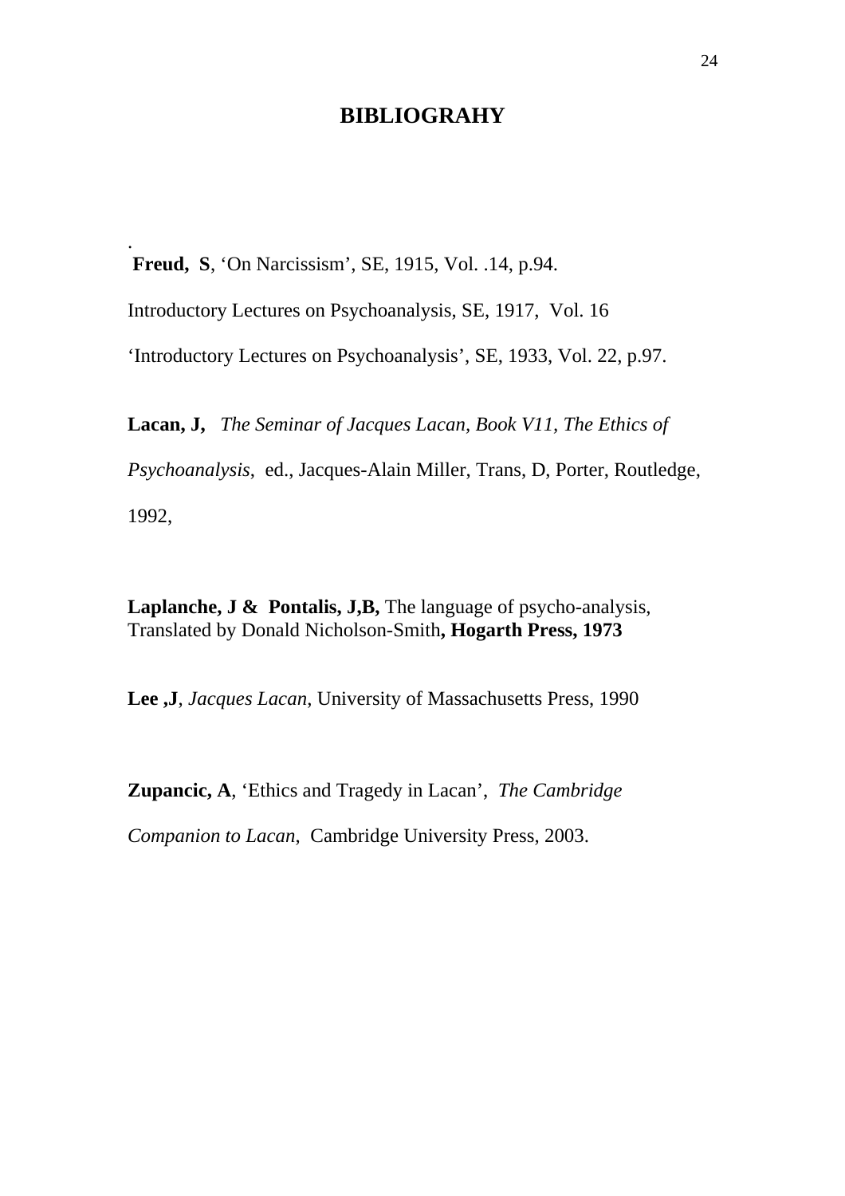# BIBLIOGRAHY

.
**Freud, S**, 'On Narcissism', SE, 1915, Vol. .14, p.94.

Introductory Lectures on Psychoanalysis, SE, 1917, Vol. 16

'Introductory Lectures on Psychoanalysis', SE, 1933, Vol. 22, p.97.

**Lacan, J,** *The Seminar of Jacques Lacan, Book V11, The Ethics of Psychoanalysis*, ed., Jacques-Alain Miller, Trans, D, Porter, Routledge, 1992,

**Laplanche, J & Pontalis, J,B,** The language of psycho-analysis, Translated by Donald Nicholson-Smith**, Hogarth Press, 1973**

**Lee ,J**, *Jacques Lacan*, University of Massachusetts Press, 1990

**Zupancic, A**, 'Ethics and Tragedy in Lacan', *The Cambridge Companion to Lacan*, Cambridge University Press, 2003.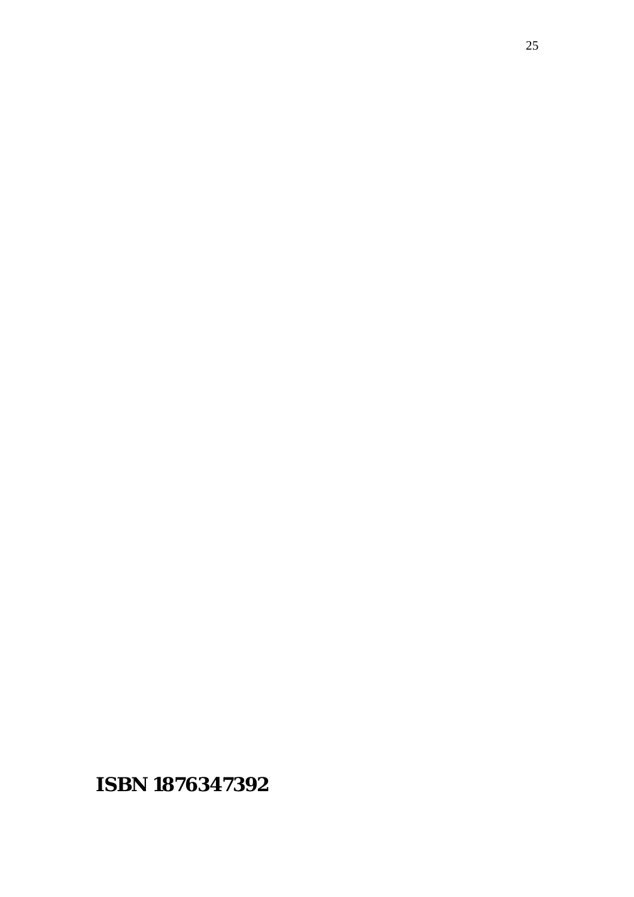**ISBN 1876347392**